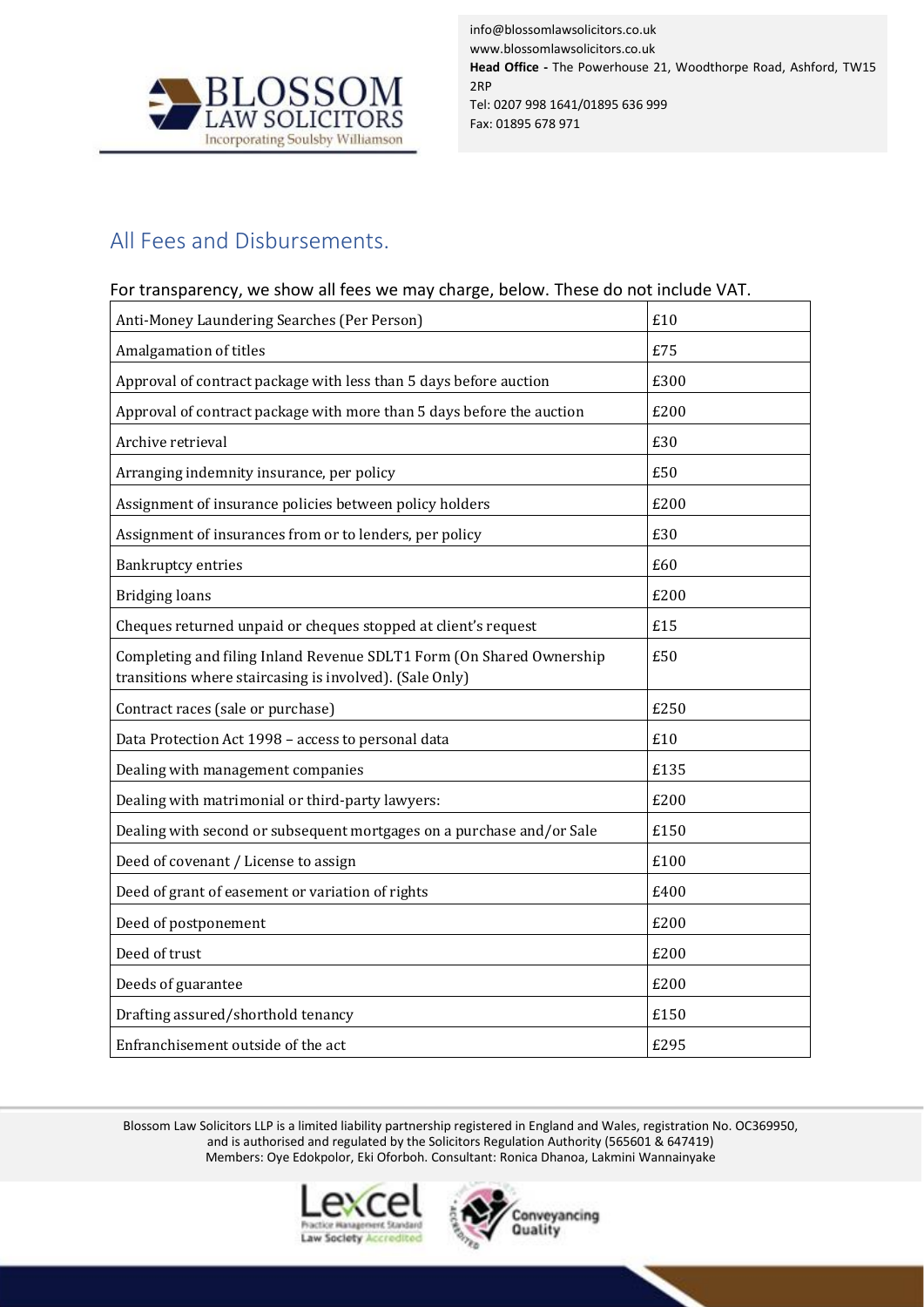info@blossomlawsolicitors.co.uk
www.blossomlawsolicitors.co.uk
**Head Office -** The Powerhouse 21, Woodthorpe Road, Ashford, TW15 2RP
Tel: 0207 998 1641/01895 636 999
Fax: 01895 678 971

# All Fees and Disbursements.

For transparency, we show all fees we may charge, below. These do not include VAT.

| | |
|---|---|
| Anti-Money Laundering Searches (Per Person) | £10 |
| Amalgamation of titles | £75 |
| Approval of contract package with less than 5 days before auction | £300 |
| Approval of contract package with more than 5 days before the auction | £200 |
| Archive retrieval | £30 |
| Arranging indemnity insurance, per policy | £50 |
| Assignment of insurance policies between policy holders | £200 |
| Assignment of insurances from or to lenders, per policy | £30 |
| Bankruptcy entries | £60 |
| Bridging loans | £200 |
| Cheques returned unpaid or cheques stopped at client's request | £15 |
| Completing and filing Inland Revenue SDLT1 Form (On Shared Ownership transitions where staircasing is involved). (Sale Only) | £50 |
| Contract races (sale or purchase) | £250 |
| Data Protection Act 1998 – access to personal data | £10 |
| Dealing with management companies | £135 |
| Dealing with matrimonial or third-party lawyers: | £200 |
| Dealing with second or subsequent mortgages on a purchase and/or Sale | £150 |
| Deed of covenant / License to assign | £100 |
| Deed of grant of easement or variation of rights | £400 |
| Deed of postponement | £200 |
| Deed of trust | £200 |
| Deeds of guarantee | £200 |
| Drafting assured/shorthold tenancy | £150 |
| Enfranchisement outside of the act | £295 |

Blossom Law Solicitors LLP is a limited liability partnership registered in England and Wales, registration No. OC369950, and is authorised and regulated by the Solicitors Regulation Authority (565601 & 647419)
Members: Oye Edokpolor, Eki Oforboh. Consultant: Ronica Dhanoa, Lakmini Wannainyake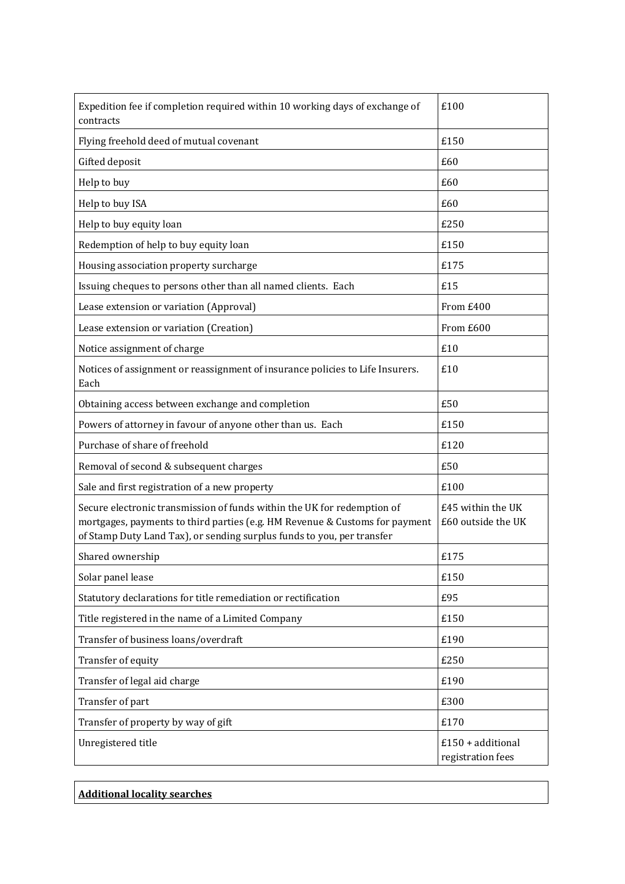| | |
|---|---|
| Expedition fee if completion required within 10 working days of exchange of contracts | £100 |
| Flying freehold deed of mutual covenant | £150 |
| Gifted deposit | £60 |
| Help to buy | £60 |
| Help to buy ISA | £60 |
| Help to buy equity loan | £250 |
| Redemption of help to buy equity loan | £150 |
| Housing association property surcharge | £175 |
| Issuing cheques to persons other than all named clients. Each | £15 |
| Lease extension or variation (Approval) | From £400 |
| Lease extension or variation (Creation) | From £600 |
| Notice assignment of charge | £10 |
| Notices of assignment or reassignment of insurance policies to Life Insurers. Each | £10 |
| Obtaining access between exchange and completion | £50 |
| Powers of attorney in favour of anyone other than us. Each | £150 |
| Purchase of share of freehold | £120 |
| Removal of second & subsequent charges | £50 |
| Sale and first registration of a new property | £100 |
| Secure electronic transmission of funds within the UK for redemption of mortgages, payments to third parties (e.g. HM Revenue & Customs for payment of Stamp Duty Land Tax), or sending surplus funds to you, per transfer | £45 within the UK<br>£60 outside the UK |
| Shared ownership | £175 |
| Solar panel lease | £150 |
| Statutory declarations for title remediation or rectification | £95 |
| Title registered in the name of a Limited Company | £150 |
| Transfer of business loans/overdraft | £190 |
| Transfer of equity | £250 |
| Transfer of legal aid charge | £190 |
| Transfer of part | £300 |
| Transfer of property by way of gift | £170 |
| Unregistered title | £150 + additional registration fees |

| **Additional locality searches** |
|---|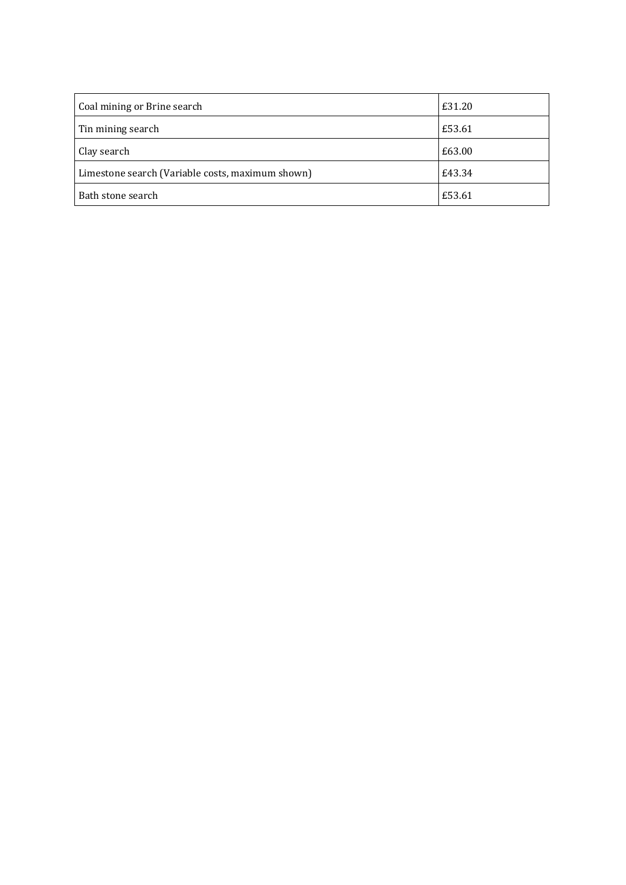| | |
|---|---|
| Coal mining or Brine search | £31.20 |
| Tin mining search | £53.61 |
| Clay search | £63.00 |
| Limestone search (Variable costs, maximum shown) | £43.34 |
| Bath stone search | £53.61 |